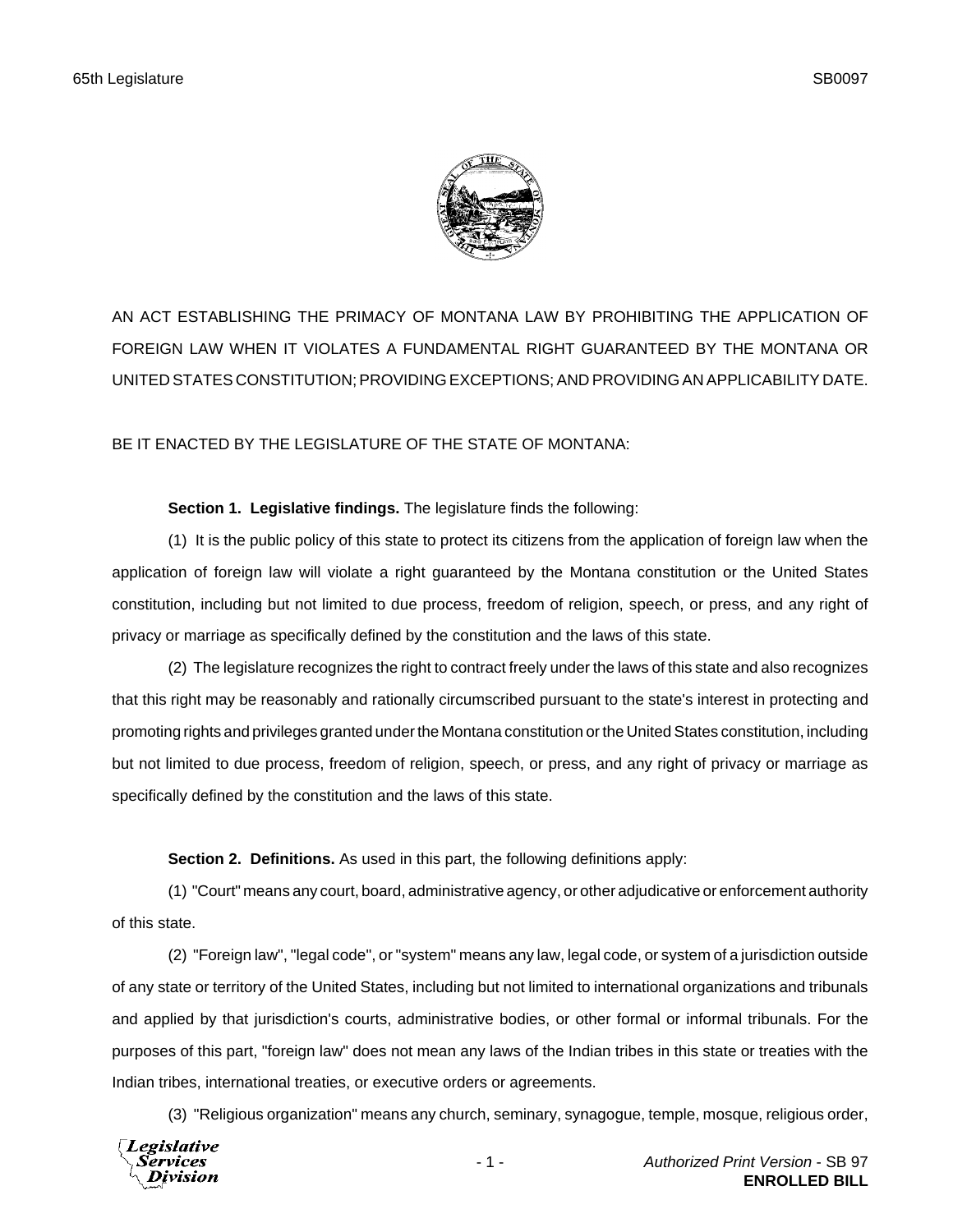AN ACT ESTABLISHING THE PRIMACY OF MONTANA LAW BY PROHIBITING THE APPLICATION OF FOREIGN LAW WHEN IT VIOLATES A FUNDAMENTAL RIGHT GUARANTEED BY THE MONTANA OR UNITED STATES CONSTITUTION; PROVIDING EXCEPTIONS; AND PROVIDING AN APPLICABILITY DATE.

BE IT ENACTED BY THE LEGISLATURE OF THE STATE OF MONTANA:

**Section 1. Legislative findings.** The legislature finds the following:

(1) It is the public policy of this state to protect its citizens from the application of foreign law when the application of foreign law will violate a right guaranteed by the Montana constitution or the United States constitution, including but not limited to due process, freedom of religion, speech, or press, and any right of privacy or marriage as specifically defined by the constitution and the laws of this state.

(2) The legislature recognizes the right to contract freely under the laws of this state and also recognizes that this right may be reasonably and rationally circumscribed pursuant to the state's interest in protecting and promoting rights and privileges granted under the Montana constitution or the United States constitution, including but not limited to due process, freedom of religion, speech, or press, and any right of privacy or marriage as specifically defined by the constitution and the laws of this state.

**Section 2. Definitions.** As used in this part, the following definitions apply:

(1) "Court" means any court, board, administrative agency, or other adjudicative or enforcement authority of this state.

(2) "Foreign law", "legal code", or "system" means any law, legal code, or system of a jurisdiction outside of any state or territory of the United States, including but not limited to international organizations and tribunals and applied by that jurisdiction's courts, administrative bodies, or other formal or informal tribunals. For the purposes of this part, "foreign law" does not mean any laws of the Indian tribes in this state or treaties with the Indian tribes, international treaties, or executive orders or agreements.

(3) "Religious organization" means any church, seminary, synagogue, temple, mosque, religious order,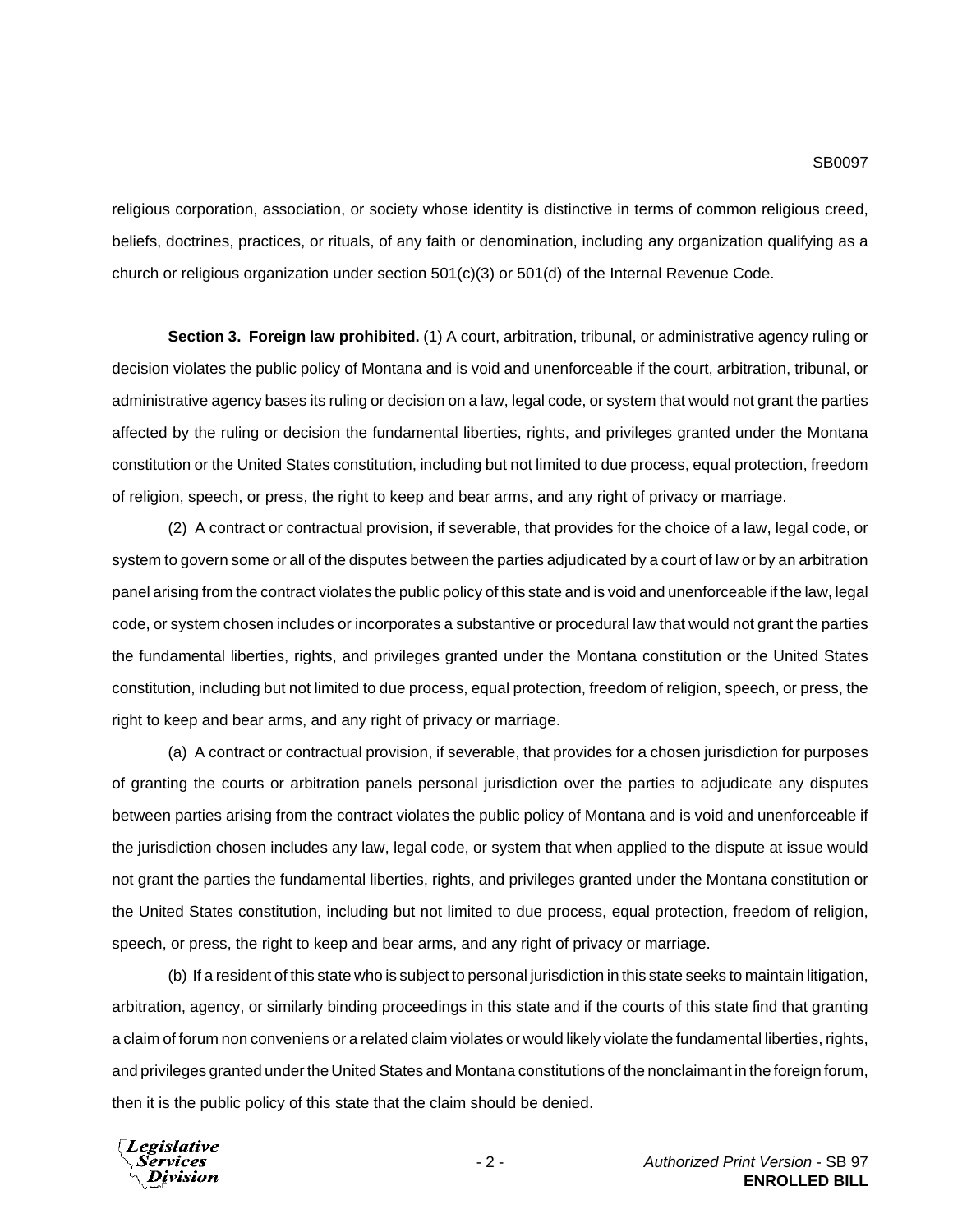religious corporation, association, or society whose identity is distinctive in terms of common religious creed, beliefs, doctrines, practices, or rituals, of any faith or denomination, including any organization qualifying as a church or religious organization under section 501(c)(3) or 501(d) of the Internal Revenue Code.

**Section 3. Foreign law prohibited.** (1) A court, arbitration, tribunal, or administrative agency ruling or decision violates the public policy of Montana and is void and unenforceable if the court, arbitration, tribunal, or administrative agency bases its ruling or decision on a law, legal code, or system that would not grant the parties affected by the ruling or decision the fundamental liberties, rights, and privileges granted under the Montana constitution or the United States constitution, including but not limited to due process, equal protection, freedom of religion, speech, or press, the right to keep and bear arms, and any right of privacy or marriage.

(2) A contract or contractual provision, if severable, that provides for the choice of a law, legal code, or system to govern some or all of the disputes between the parties adjudicated by a court of law or by an arbitration panel arising from the contract violates the public policy of this state and is void and unenforceable if the law, legal code, or system chosen includes or incorporates a substantive or procedural law that would not grant the parties the fundamental liberties, rights, and privileges granted under the Montana constitution or the United States constitution, including but not limited to due process, equal protection, freedom of religion, speech, or press, the right to keep and bear arms, and any right of privacy or marriage.

(a) A contract or contractual provision, if severable, that provides for a chosen jurisdiction for purposes of granting the courts or arbitration panels personal jurisdiction over the parties to adjudicate any disputes between parties arising from the contract violates the public policy of Montana and is void and unenforceable if the jurisdiction chosen includes any law, legal code, or system that when applied to the dispute at issue would not grant the parties the fundamental liberties, rights, and privileges granted under the Montana constitution or the United States constitution, including but not limited to due process, equal protection, freedom of religion, speech, or press, the right to keep and bear arms, and any right of privacy or marriage.

(b) If a resident of this state who is subject to personal jurisdiction in this state seeks to maintain litigation, arbitration, agency, or similarly binding proceedings in this state and if the courts of this state find that granting a claim of forum non conveniens or a related claim violates or would likely violate the fundamental liberties, rights, and privileges granted under the United States and Montana constitutions of the nonclaimant in the foreign forum, then it is the public policy of this state that the claim should be denied.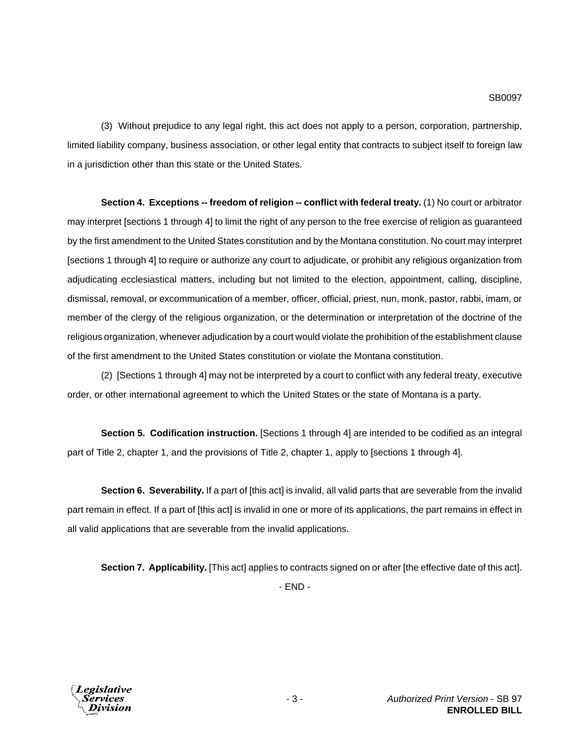(3) Without prejudice to any legal right, this act does not apply to a person, corporation, partnership, limited liability company, business association, or other legal entity that contracts to subject itself to foreign law in a jurisdiction other than this state or the United States.

**Section 4. Exceptions -- freedom of religion -- conflict with federal treaty.** (1) No court or arbitrator may interpret [sections 1 through 4] to limit the right of any person to the free exercise of religion as guaranteed by the first amendment to the United States constitution and by the Montana constitution. No court may interpret [sections 1 through 4] to require or authorize any court to adjudicate, or prohibit any religious organization from adjudicating ecclesiastical matters, including but not limited to the election, appointment, calling, discipline, dismissal, removal, or excommunication of a member, officer, official, priest, nun, monk, pastor, rabbi, imam, or member of the clergy of the religious organization, or the determination or interpretation of the doctrine of the religious organization, whenever adjudication by a court would violate the prohibition of the establishment clause of the first amendment to the United States constitution or violate the Montana constitution.

(2) [Sections 1 through 4] may not be interpreted by a court to conflict with any federal treaty, executive order, or other international agreement to which the United States or the state of Montana is a party.

**Section 5. Codification instruction.** [Sections 1 through 4] are intended to be codified as an integral part of Title 2, chapter 1, and the provisions of Title 2, chapter 1, apply to [sections 1 through 4].

**Section 6. Severability.** If a part of [this act] is invalid, all valid parts that are severable from the invalid part remain in effect. If a part of [this act] is invalid in one or more of its applications, the part remains in effect in all valid applications that are severable from the invalid applications.

**Section 7. Applicability.** [This act] applies to contracts signed on or after [the effective date of this act].

- END -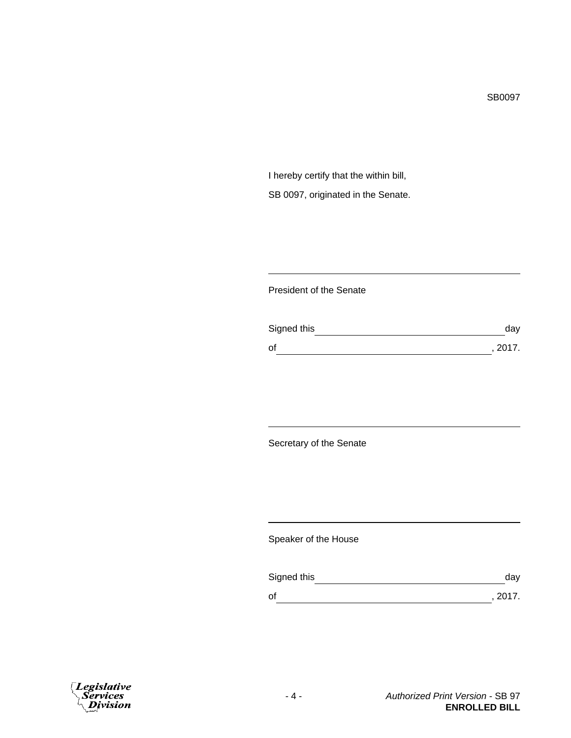SB0097

I hereby certify that the within bill,

SB 0097, originated in the Senate.

\_\_\_\_\_\_\_\_\_\_\_\_\_\_\_\_\_\_\_\_\_\_\_\_\_\_\_\_\_\_\_\_\_\_\_\_\_\_\_\_\_\_\_\_

President of the Senate

Signed this \_\_\_\_\_\_\_\_\_\_\_\_\_\_\_\_\_\_\_\_\_\_\_\_\_\_\_\_\_\_\_\_ day

of \_\_\_\_\_\_\_\_\_\_\_\_\_\_\_\_\_\_\_\_\_\_\_\_\_\_\_\_\_\_\_\_\_\_\_\_\_\_, 2017.

\_\_\_\_\_\_\_\_\_\_\_\_\_\_\_\_\_\_\_\_\_\_\_\_\_\_\_\_\_\_\_\_\_\_\_\_\_\_\_\_\_\_\_\_

Secretary of the Senate

\_\_\_\_\_\_\_\_\_\_\_\_\_\_\_\_\_\_\_\_\_\_\_\_\_\_\_\_\_\_\_\_\_\_\_\_\_\_\_\_\_\_\_\_

Speaker of the House

Signed this \_\_\_\_\_\_\_\_\_\_\_\_\_\_\_\_\_\_\_\_\_\_\_\_\_\_\_\_\_\_\_\_ day

of \_\_\_\_\_\_\_\_\_\_\_\_\_\_\_\_\_\_\_\_\_\_\_\_\_\_\_\_\_\_\_\_\_\_\_\_\_\_, 2017.

*Authorized Print Version* - SB 97
**ENROLLED BILL**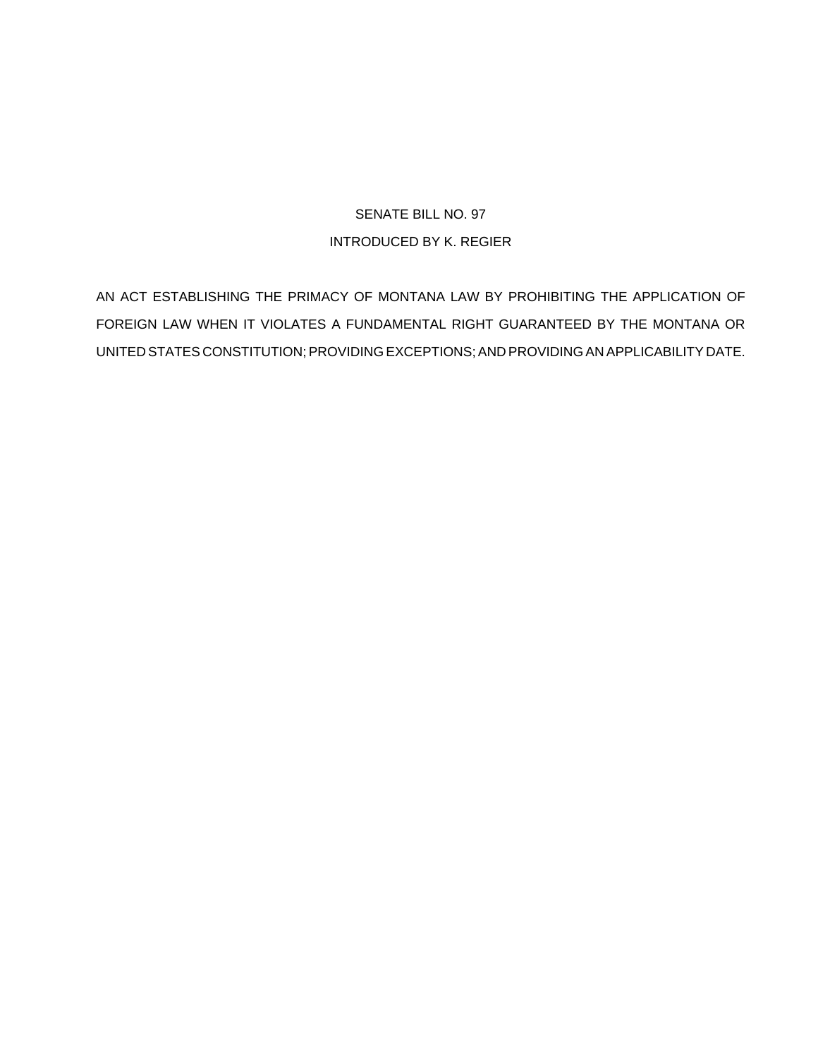SENATE BILL NO. 97

INTRODUCED BY K. REGIER

AN ACT ESTABLISHING THE PRIMACY OF MONTANA LAW BY PROHIBITING THE APPLICATION OF FOREIGN LAW WHEN IT VIOLATES A FUNDAMENTAL RIGHT GUARANTEED BY THE MONTANA OR UNITED STATES CONSTITUTION; PROVIDING EXCEPTIONS; AND PROVIDING AN APPLICABILITY DATE.